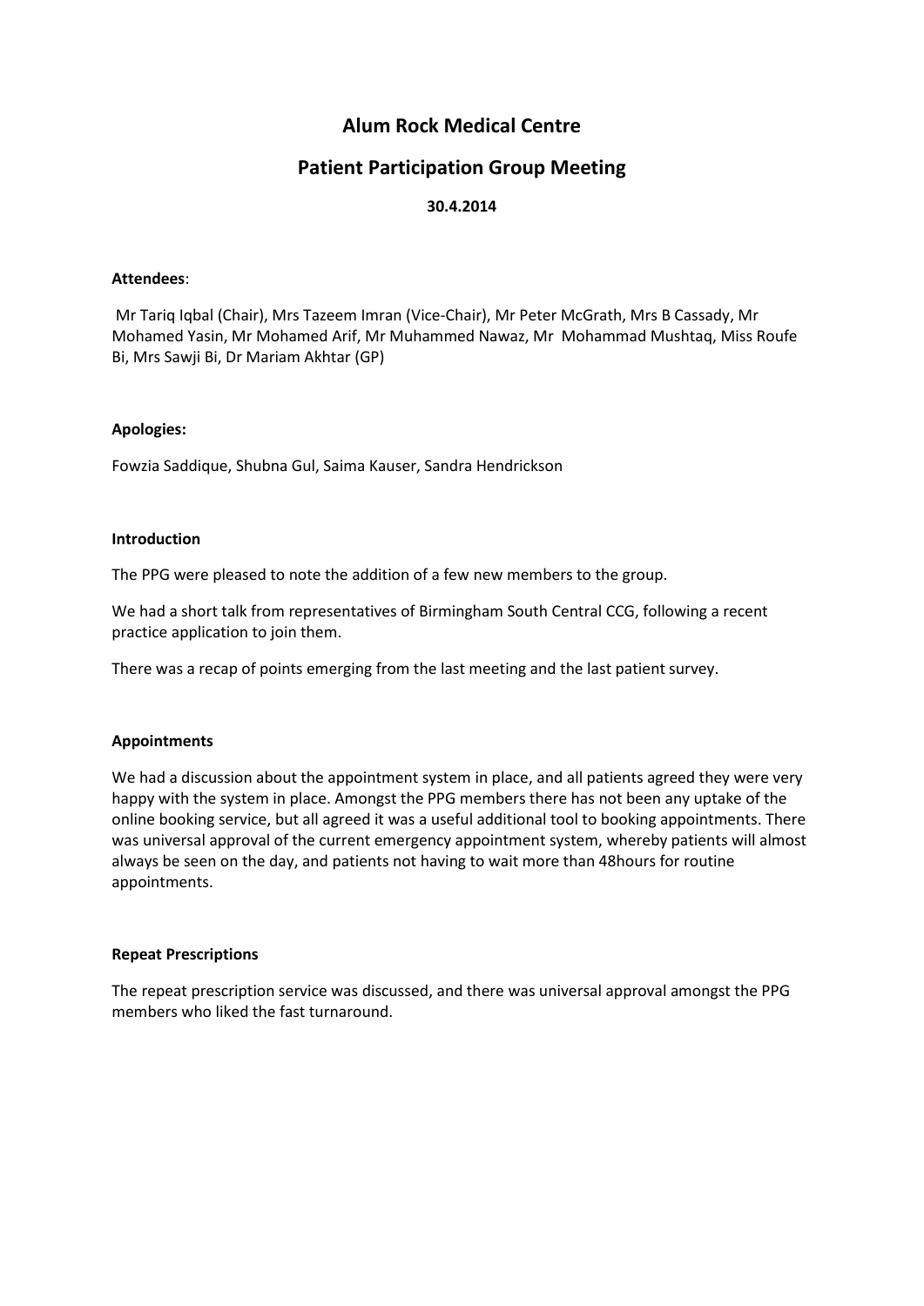# Alum Rock Medical Centre

## Patient Participation Group Meeting

**30.4.2014**

**Attendees**:

Mr Tariq Iqbal (Chair), Mrs Tazeem Imran (Vice-Chair), Mr Peter McGrath, Mrs B Cassady, Mr Mohamed Yasin, Mr Mohamed Arif, Mr Muhammed Nawaz, Mr Mohammad Mushtaq, Miss Roufe Bi, Mrs Sawji Bi, Dr Mariam Akhtar (GP)

**Apologies:**

Fowzia Saddique, Shubna Gul, Saima Kauser, Sandra Hendrickson

**Introduction**

The PPG were pleased to note the addition of a few new members to the group.

We had a short talk from representatives of Birmingham South Central CCG, following a recent practice application to join them.

There was a recap of points emerging from the last meeting and the last patient survey.

**Appointments**

We had a discussion about the appointment system in place, and all patients agreed they were very happy with the system in place. Amongst the PPG members there has not been any uptake of the online booking service, but all agreed it was a useful additional tool to booking appointments. There was universal approval of the current emergency appointment system, whereby patients will almost always be seen on the day, and patients not having to wait more than 48hours for routine appointments.

**Repeat Prescriptions**

The repeat prescription service was discussed, and there was universal approval amongst the PPG members who liked the fast turnaround.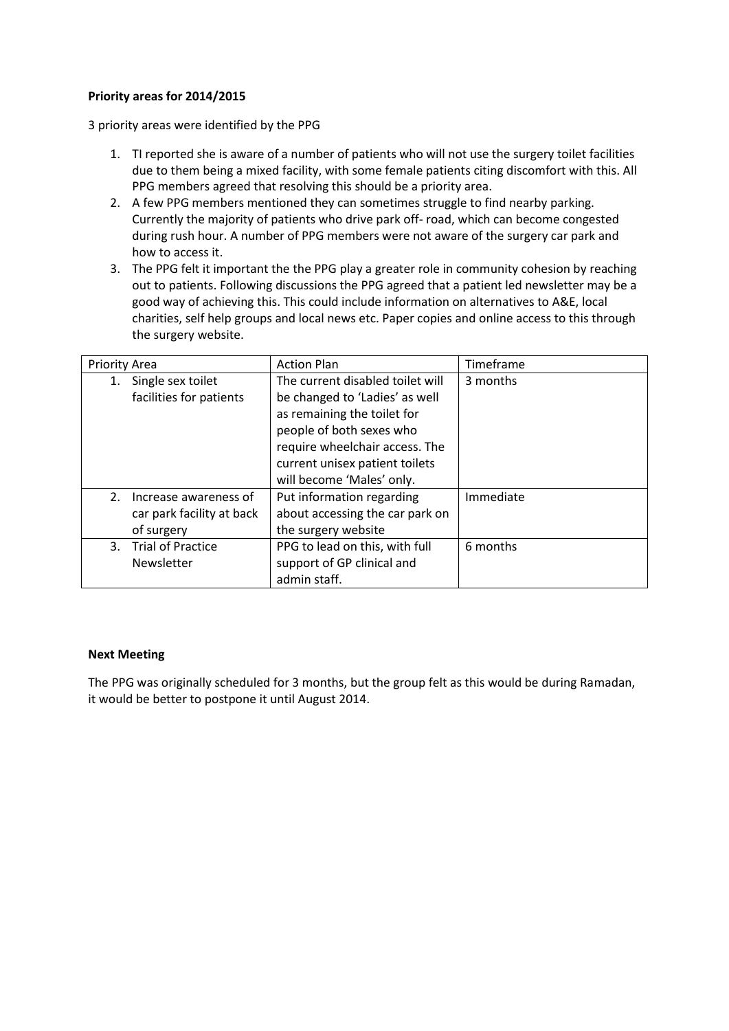**Priority areas for 2014/2015**

3 priority areas were identified by the PPG

1. TI reported she is aware of a number of patients who will not use the surgery toilet facilities due to them being a mixed facility, with some female patients citing discomfort with this. All PPG members agreed that resolving this should be a priority area.
2. A few PPG members mentioned they can sometimes struggle to find nearby parking. Currently the majority of patients who drive park off- road, which can become congested during rush hour. A number of PPG members were not aware of the surgery car park and how to access it.
3. The PPG felt it important the the PPG play a greater role in community cohesion by reaching out to patients. Following discussions the PPG agreed that a patient led newsletter may be a good way of achieving this. This could include information on alternatives to A&E, local charities, self help groups and local news etc. Paper copies and online access to this through the surgery website.

| Priority Area | Action Plan | Timeframe |
|---|---|---|
| 1. Single sex toilet facilities for patients | The current disabled toilet will be changed to 'Ladies' as well as remaining the toilet for people of both sexes who require wheelchair access. The current unisex patient toilets will become 'Males' only. | 3 months |
| 2. Increase awareness of car park facility at back of surgery | Put information regarding about accessing the car park on the surgery website | Immediate |
| 3. Trial of Practice Newsletter | PPG to lead on this, with full support of GP clinical and admin staff. | 6 months |

**Next Meeting**

The PPG was originally scheduled for 3 months, but the group felt as this would be during Ramadan, it would be better to postpone it until August 2014.